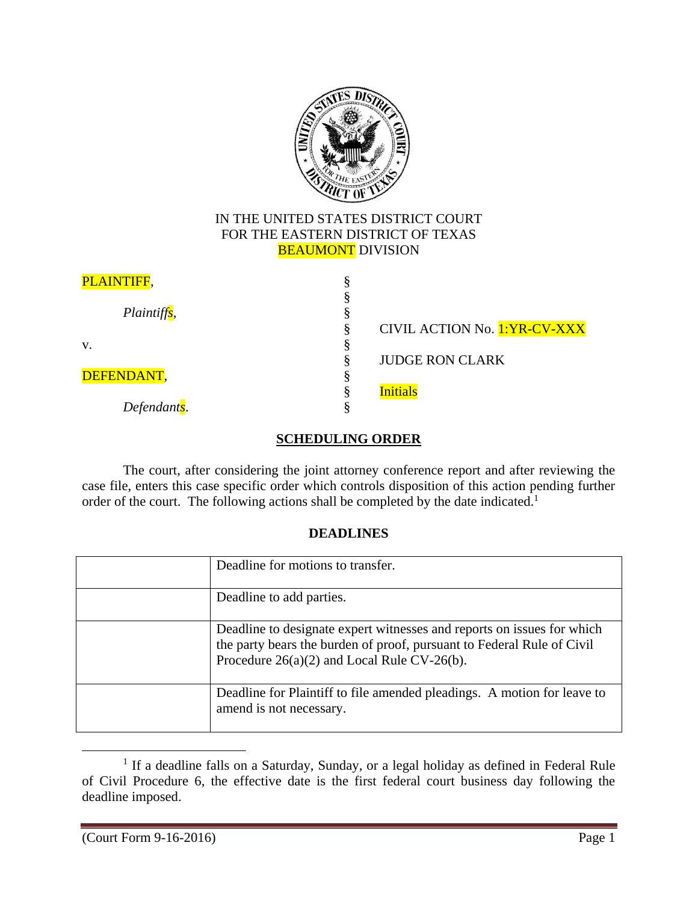IN THE UNITED STATES DISTRICT COURT
FOR THE EASTERN DISTRICT OF TEXAS
BEAUMONT DIVISION

| | | |
|---|---|---|
| PLAINTIFF, | § | |
| | § | |
| *Plaintiffs*, | § | |
| | § | CIVIL ACTION No. 1:YR-CV-XXX |
| v. | § | |
| | § | JUDGE RON CLARK |
| DEFENDANT, | § | |
| | § | Initials |
| *Defendants*. | § | |

## SCHEDULING ORDER

The court, after considering the joint attorney conference report and after reviewing the case file, enters this case specific order which controls disposition of this action pending further order of the court. The following actions shall be completed by the date indicated.[1]

### DEADLINES

| | |
|---|---|
| | Deadline for motions to transfer. |
| | Deadline to add parties. |
| | Deadline to designate expert witnesses and reports on issues for which the party bears the burden of proof, pursuant to Federal Rule of Civil Procedure 26(a)(2) and Local Rule CV-26(b). |
| | Deadline for Plaintiff to file amended pleadings. A motion for leave to amend is not necessary. |

[1] If a deadline falls on a Saturday, Sunday, or a legal holiday as defined in Federal Rule of Civil Procedure 6, the effective date is the first federal court business day following the deadline imposed.

(Court Form 9-16-2016)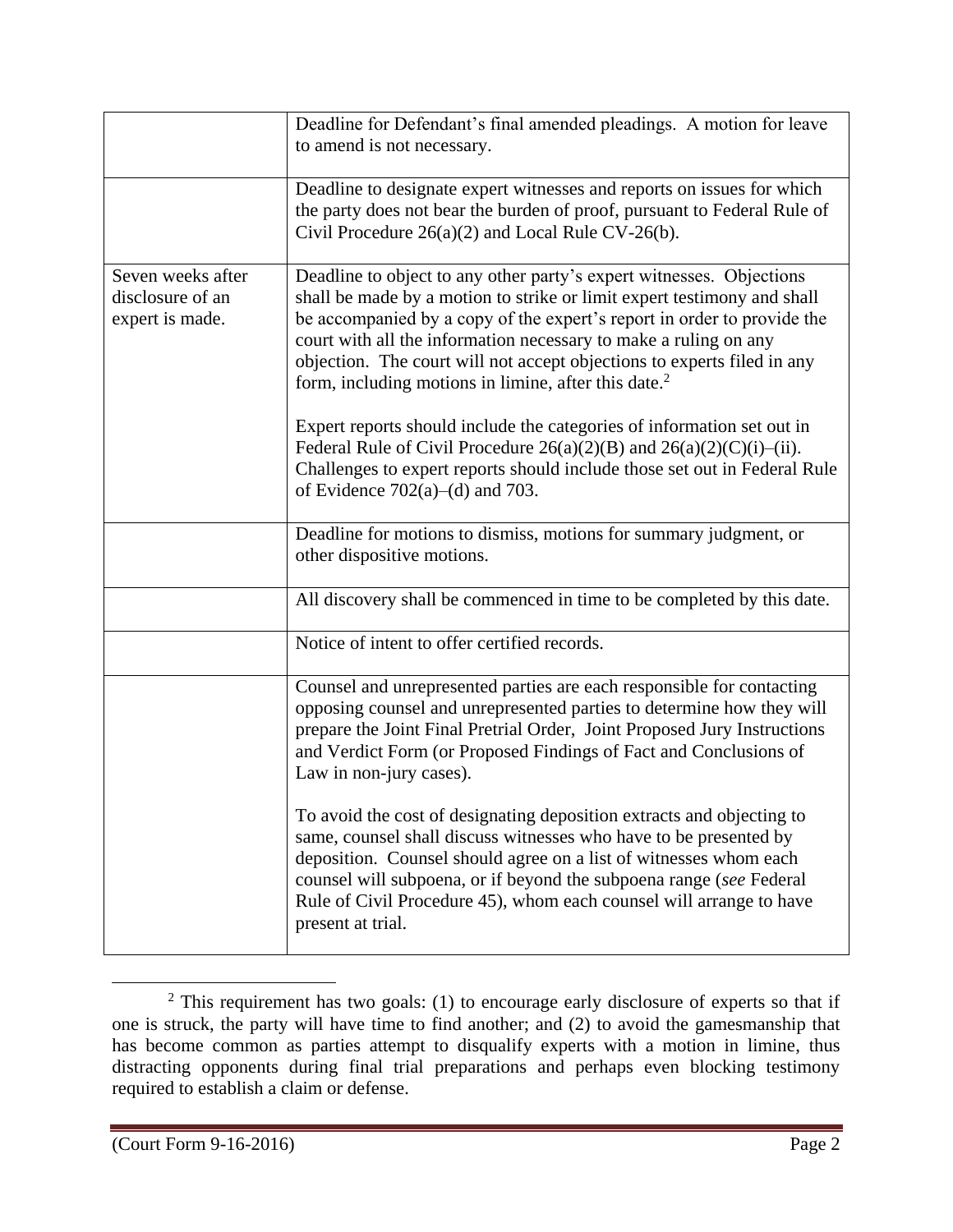| | |
|---|---|
| | Deadline for Defendant's final amended pleadings. A motion for leave to amend is not necessary. |
| | Deadline to designate expert witnesses and reports on issues for which the party does not bear the burden of proof, pursuant to Federal Rule of Civil Procedure 26(a)(2) and Local Rule CV-26(b). |
| Seven weeks after disclosure of an expert is made. | Deadline to object to any other party's expert witnesses. Objections shall be made by a motion to strike or limit expert testimony and shall be accompanied by a copy of the expert's report in order to provide the court with all the information necessary to make a ruling on any objection. The court will not accept objections to experts filed in any form, including motions in limine, after this date.[2]<br><br>Expert reports should include the categories of information set out in Federal Rule of Civil Procedure 26(a)(2)(B) and 26(a)(2)(C)(i)–(ii). Challenges to expert reports should include those set out in Federal Rule of Evidence 702(a)–(d) and 703. |
| | Deadline for motions to dismiss, motions for summary judgment, or other dispositive motions. |
| | All discovery shall be commenced in time to be completed by this date. |
| | Notice of intent to offer certified records. |
| | Counsel and unrepresented parties are each responsible for contacting opposing counsel and unrepresented parties to determine how they will prepare the Joint Final Pretrial Order, Joint Proposed Jury Instructions and Verdict Form (or Proposed Findings of Fact and Conclusions of Law in non-jury cases).<br><br>To avoid the cost of designating deposition extracts and objecting to same, counsel shall discuss witnesses who have to be presented by deposition. Counsel should agree on a list of witnesses whom each counsel will subpoena, or if beyond the subpoena range (*see* Federal Rule of Civil Procedure 45), whom each counsel will arrange to have present at trial. |

[2] This requirement has two goals: (1) to encourage early disclosure of experts so that if one is struck, the party will have time to find another; and (2) to avoid the gamesmanship that has become common as parties attempt to disqualify experts with a motion in limine, thus distracting opponents during final trial preparations and perhaps even blocking testimony required to establish a claim or defense.

(Court Form 9-16-2016)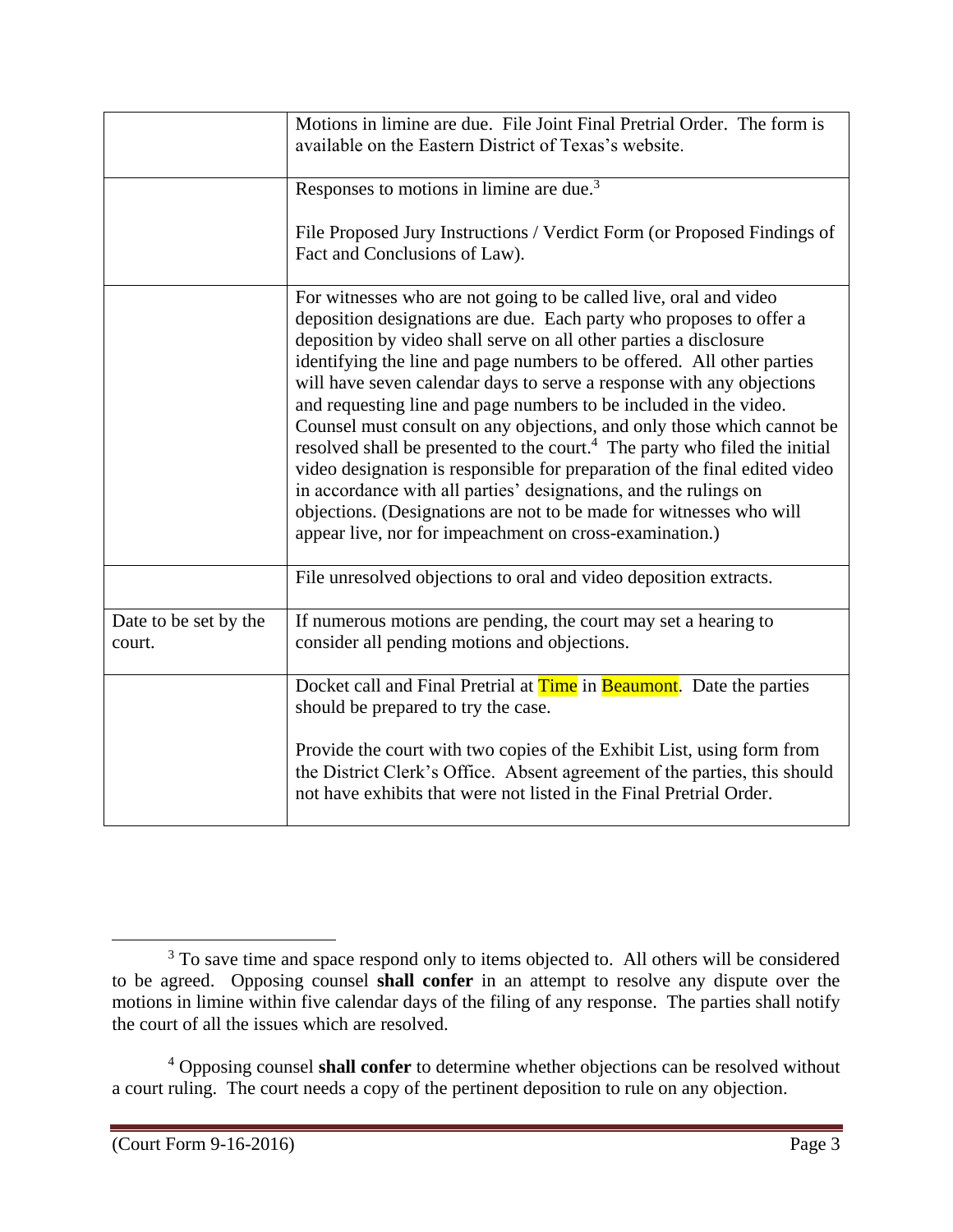| | |
|---|---|
| | Motions in limine are due. File Joint Final Pretrial Order. The form is available on the Eastern District of Texas's website. |
| | Responses to motions in limine are due.[3]<br><br>File Proposed Jury Instructions / Verdict Form (or Proposed Findings of Fact and Conclusions of Law). |
| | For witnesses who are not going to be called live, oral and video deposition designations are due. Each party who proposes to offer a deposition by video shall serve on all other parties a disclosure identifying the line and page numbers to be offered. All other parties will have seven calendar days to serve a response with any objections and requesting line and page numbers to be included in the video. Counsel must consult on any objections, and only those which cannot be resolved shall be presented to the court.[4] The party who filed the initial video designation is responsible for preparation of the final edited video in accordance with all parties' designations, and the rulings on objections. (Designations are not to be made for witnesses who will appear live, nor for impeachment on cross-examination.) |
| | File unresolved objections to oral and video deposition extracts. |
| Date to be set by the court. | If numerous motions are pending, the court may set a hearing to consider all pending motions and objections. |
| | Docket call and Final Pretrial at Time in Beaumont. Date the parties should be prepared to try the case.<br><br>Provide the court with two copies of the Exhibit List, using form from the District Clerk's Office. Absent agreement of the parties, this should not have exhibits that were not listed in the Final Pretrial Order. |

[3] To save time and space respond only to items objected to. All others will be considered to be agreed. Opposing counsel **shall confer** in an attempt to resolve any dispute over the motions in limine within five calendar days of the filing of any response. The parties shall notify the court of all the issues which are resolved.

[4] Opposing counsel **shall confer** to determine whether objections can be resolved without a court ruling. The court needs a copy of the pertinent deposition to rule on any objection.

(Court Form 9-16-2016)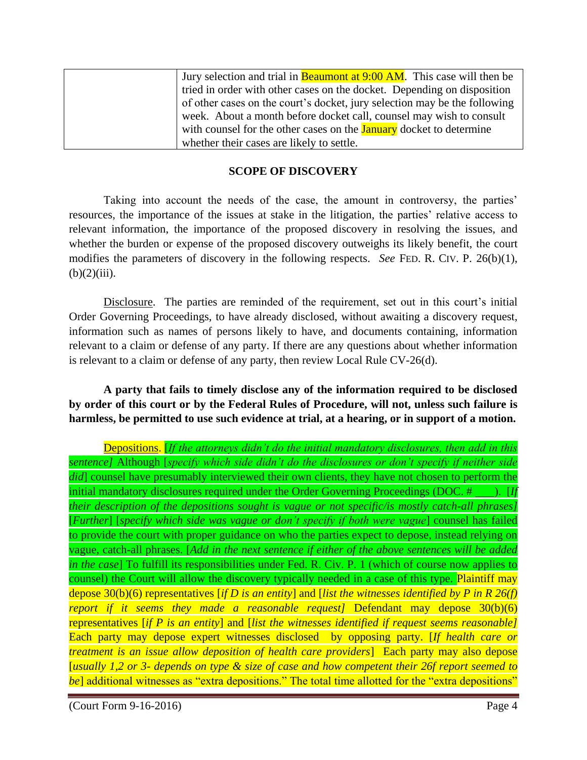| | Jury selection and trial in Beaumont at 9:00 AM. This case will then be tried in order with other cases on the docket. Depending on disposition of other cases on the court's docket, jury selection may be the following week. About a month before docket call, counsel may wish to consult with counsel for the other cases on the January docket to determine whether their cases are likely to settle. |
|---|---|

**SCOPE OF DISCOVERY**

Taking into account the needs of the case, the amount in controversy, the parties' resources, the importance of the issues at stake in the litigation, the parties' relative access to relevant information, the importance of the proposed discovery in resolving the issues, and whether the burden or expense of the proposed discovery outweighs its likely benefit, the court modifies the parameters of discovery in the following respects. *See* FED. R. CIV. P. 26(b)(1), (b)(2)(iii).

Disclosure. The parties are reminded of the requirement, set out in this court's initial Order Governing Proceedings, to have already disclosed, without awaiting a discovery request, information such as names of persons likely to have, and documents containing, information relevant to a claim or defense of any party. If there are any questions about whether information is relevant to a claim or defense of any party, then review Local Rule CV-26(d).

**A party that fails to timely disclose any of the information required to be disclosed by order of this court or by the Federal Rules of Procedure, will not, unless such failure is harmless, be permitted to use such evidence at trial, at a hearing, or in support of a motion.**

Depositions. [*If the attorneys didn't do the initial mandatory disclosures, then add in this sentence]* Although [*specify which side didn't do the disclosures or don't specify if neither side did*] counsel have presumably interviewed their own clients, they have not chosen to perform the initial mandatory disclosures required under the Order Governing Proceedings (DOC. # \_\_\_). [*If their description of the depositions sought is vague or not specific/is mostly catch-all phrases]* [*Further*] [*specify which side was vague or don't specify if both were vague*] counsel has failed to provide the court with proper guidance on who the parties expect to depose, instead relying on vague, catch-all phrases. [*Add in the next sentence if either of the above sentences will be added in the case*] To fulfill its responsibilities under Fed. R. Civ. P. 1 (which of course now applies to counsel) the Court will allow the discovery typically needed in a case of this type. Plaintiff may depose 30(b)(6) representatives [*if D is an entity*] and [*list the witnesses identified by P in R 26(f) report if it seems they made a reasonable request]* Defendant may depose 30(b)(6) representatives [*if P is an entity*] and [*list the witnesses identified if request seems reasonable]* Each party may depose expert witnesses disclosed by opposing party. [*If health care or treatment is an issue allow deposition of health care providers*] Each party may also depose [*usually 1,2 or 3- depends on type & size of case and how competent their 26f report seemed to be*] additional witnesses as "extra depositions." The total time allotted for the "extra depositions"

(Court Form 9-16-2016)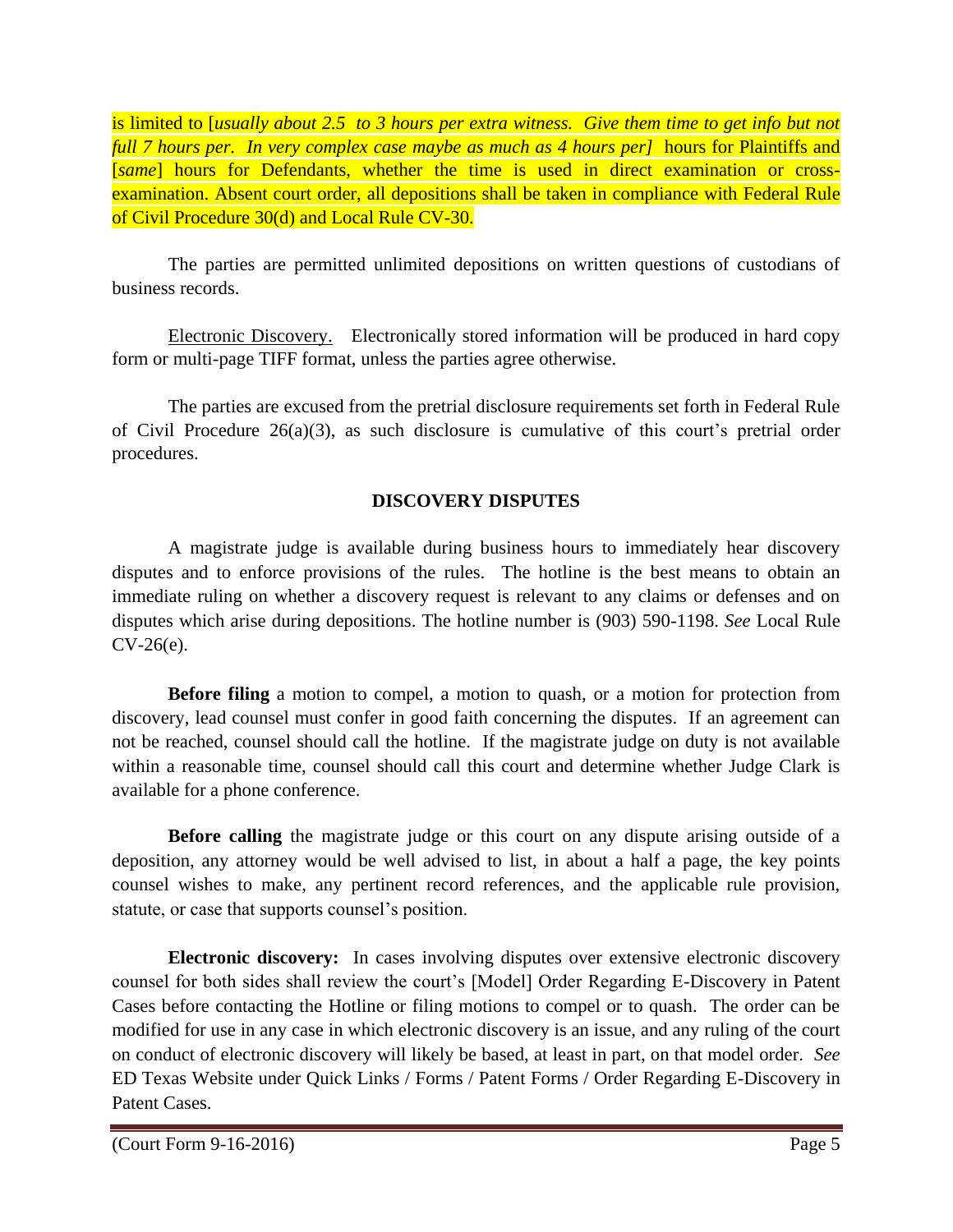is limited to [*usually about 2.5 to 3 hours per extra witness. Give them time to get info but not full 7 hours per. In very complex case maybe as much as 4 hours per]* hours for Plaintiffs and [*same*] hours for Defendants, whether the time is used in direct examination or cross-examination. Absent court order, all depositions shall be taken in compliance with Federal Rule of Civil Procedure 30(d) and Local Rule CV-30.

The parties are permitted unlimited depositions on written questions of custodians of business records.

Electronic Discovery. Electronically stored information will be produced in hard copy form or multi-page TIFF format, unless the parties agree otherwise.

The parties are excused from the pretrial disclosure requirements set forth in Federal Rule of Civil Procedure 26(a)(3), as such disclosure is cumulative of this court's pretrial order procedures.

## DISCOVERY DISPUTES

A magistrate judge is available during business hours to immediately hear discovery disputes and to enforce provisions of the rules. The hotline is the best means to obtain an immediate ruling on whether a discovery request is relevant to any claims or defenses and on disputes which arise during depositions. The hotline number is (903) 590-1198. *See* Local Rule CV-26(e).

**Before filing** a motion to compel, a motion to quash, or a motion for protection from discovery, lead counsel must confer in good faith concerning the disputes. If an agreement can not be reached, counsel should call the hotline. If the magistrate judge on duty is not available within a reasonable time, counsel should call this court and determine whether Judge Clark is available for a phone conference.

**Before calling** the magistrate judge or this court on any dispute arising outside of a deposition, any attorney would be well advised to list, in about a half a page, the key points counsel wishes to make, any pertinent record references, and the applicable rule provision, statute, or case that supports counsel's position.

**Electronic discovery:** In cases involving disputes over extensive electronic discovery counsel for both sides shall review the court's [Model] Order Regarding E-Discovery in Patent Cases before contacting the Hotline or filing motions to compel or to quash. The order can be modified for use in any case in which electronic discovery is an issue, and any ruling of the court on conduct of electronic discovery will likely be based, at least in part, on that model order. *See* ED Texas Website under Quick Links / Forms / Patent Forms / Order Regarding E-Discovery in Patent Cases.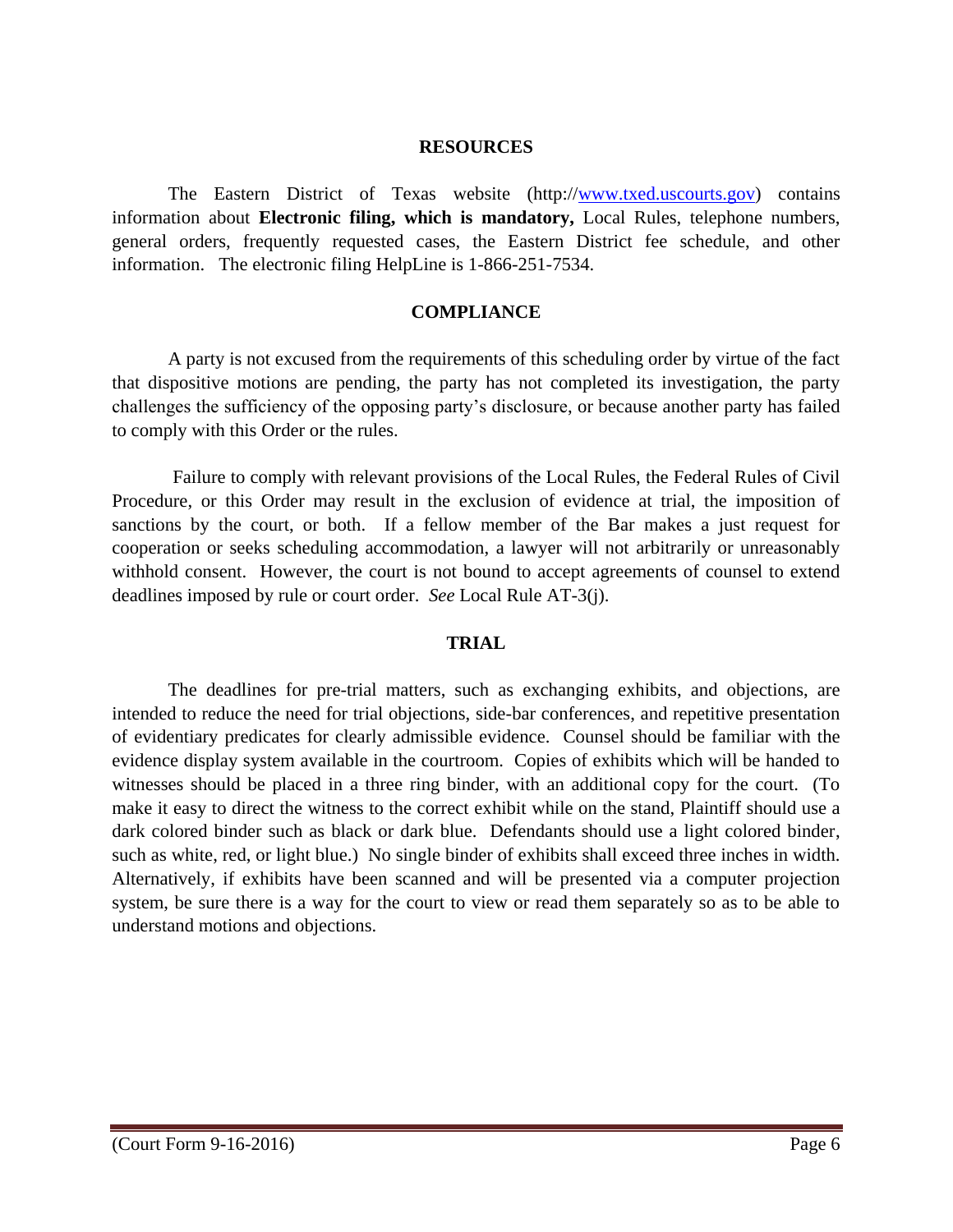## RESOURCES

The Eastern District of Texas website (http://www.txed.uscourts.gov) contains information about **Electronic filing, which is mandatory,** Local Rules, telephone numbers, general orders, frequently requested cases, the Eastern District fee schedule, and other information. The electronic filing HelpLine is 1-866-251-7534.

## COMPLIANCE

A party is not excused from the requirements of this scheduling order by virtue of the fact that dispositive motions are pending, the party has not completed its investigation, the party challenges the sufficiency of the opposing party's disclosure, or because another party has failed to comply with this Order or the rules.

Failure to comply with relevant provisions of the Local Rules, the Federal Rules of Civil Procedure, or this Order may result in the exclusion of evidence at trial, the imposition of sanctions by the court, or both. If a fellow member of the Bar makes a just request for cooperation or seeks scheduling accommodation, a lawyer will not arbitrarily or unreasonably withhold consent. However, the court is not bound to accept agreements of counsel to extend deadlines imposed by rule or court order. *See* Local Rule AT-3(j).

## TRIAL

The deadlines for pre-trial matters, such as exchanging exhibits, and objections, are intended to reduce the need for trial objections, side-bar conferences, and repetitive presentation of evidentiary predicates for clearly admissible evidence. Counsel should be familiar with the evidence display system available in the courtroom. Copies of exhibits which will be handed to witnesses should be placed in a three ring binder, with an additional copy for the court. (To make it easy to direct the witness to the correct exhibit while on the stand, Plaintiff should use a dark colored binder such as black or dark blue. Defendants should use a light colored binder, such as white, red, or light blue.) No single binder of exhibits shall exceed three inches in width. Alternatively, if exhibits have been scanned and will be presented via a computer projection system, be sure there is a way for the court to view or read them separately so as to be able to understand motions and objections.

(Court Form 9-16-2016)